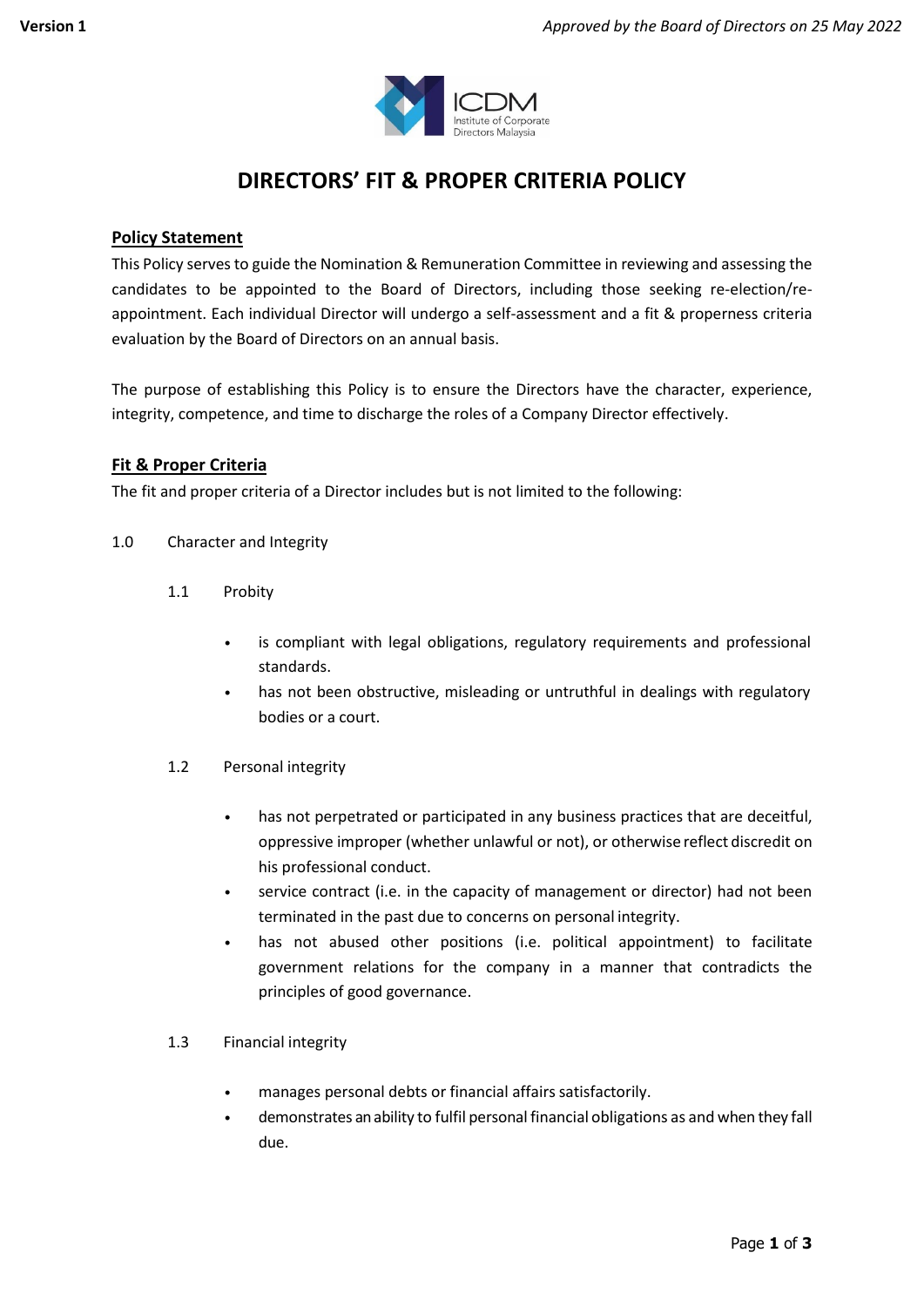Version 1

*Approved by the Board of Directors on 25 May 2022*

ICDM Institute of Corporate Directors Malaysia

# DIRECTORS' FIT & PROPER CRITERIA POLICY

## Policy Statement

This Policy serves to guide the Nomination & Remuneration Committee in reviewing and assessing the candidates to be appointed to the Board of Directors, including those seeking re-election/re-appointment. Each individual Director will undergo a self-assessment and a fit & properness criteria evaluation by the Board of Directors on an annual basis.

The purpose of establishing this Policy is to ensure the Directors have the character, experience, integrity, competence, and time to discharge the roles of a Company Director effectively.

## Fit & Proper Criteria

The fit and proper criteria of a Director includes but is not limited to the following:

1.0 Character and Integrity

1.1 Probity

- is compliant with legal obligations, regulatory requirements and professional standards.
- has not been obstructive, misleading or untruthful in dealings with regulatory bodies or a court.

1.2 Personal integrity

- has not perpetrated or participated in any business practices that are deceitful, oppressive improper (whether unlawful or not), or otherwise reflect discredit on his professional conduct.
- service contract (i.e. in the capacity of management or director) had not been terminated in the past due to concerns on personal integrity.
- has not abused other positions (i.e. political appointment) to facilitate government relations for the company in a manner that contradicts the principles of good governance.

1.3 Financial integrity

- manages personal debts or financial affairs satisfactorily.
- demonstrates an ability to fulfil personal financial obligations as and when they fall due.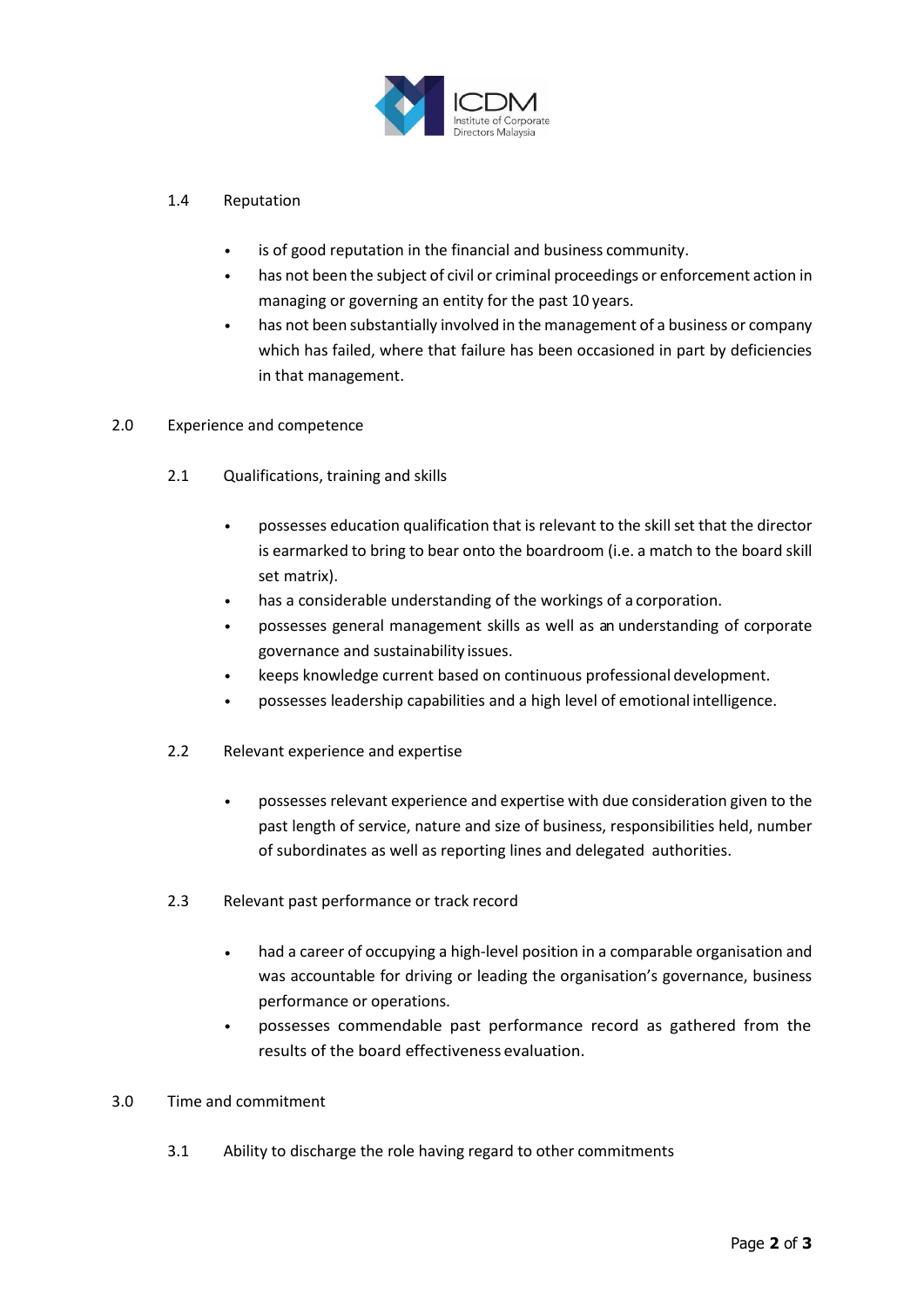### 1.4 Reputation

- is of good reputation in the financial and business community.
- has not been the subject of civil or criminal proceedings or enforcement action in managing or governing an entity for the past 10 years.
- has not been substantially involved in the management of a business or company which has failed, where that failure has been occasioned in part by deficiencies in that management.

## 2.0 Experience and competence

### 2.1 Qualifications, training and skills

- possesses education qualification that is relevant to the skill set that the director is earmarked to bring to bear onto the boardroom (i.e. a match to the board skill set matrix).
- has a considerable understanding of the workings of a corporation.
- possesses general management skills as well as an understanding of corporate governance and sustainability issues.
- keeps knowledge current based on continuous professional development.
- possesses leadership capabilities and a high level of emotional intelligence.

### 2.2 Relevant experience and expertise

- possesses relevant experience and expertise with due consideration given to the past length of service, nature and size of business, responsibilities held, number of subordinates as well as reporting lines and delegated authorities.

### 2.3 Relevant past performance or track record

- had a career of occupying a high-level position in a comparable organisation and was accountable for driving or leading the organisation's governance, business performance or operations.
- possesses commendable past performance record as gathered from the results of the board effectiveness evaluation.

## 3.0 Time and commitment

### 3.1 Ability to discharge the role having regard to other commitments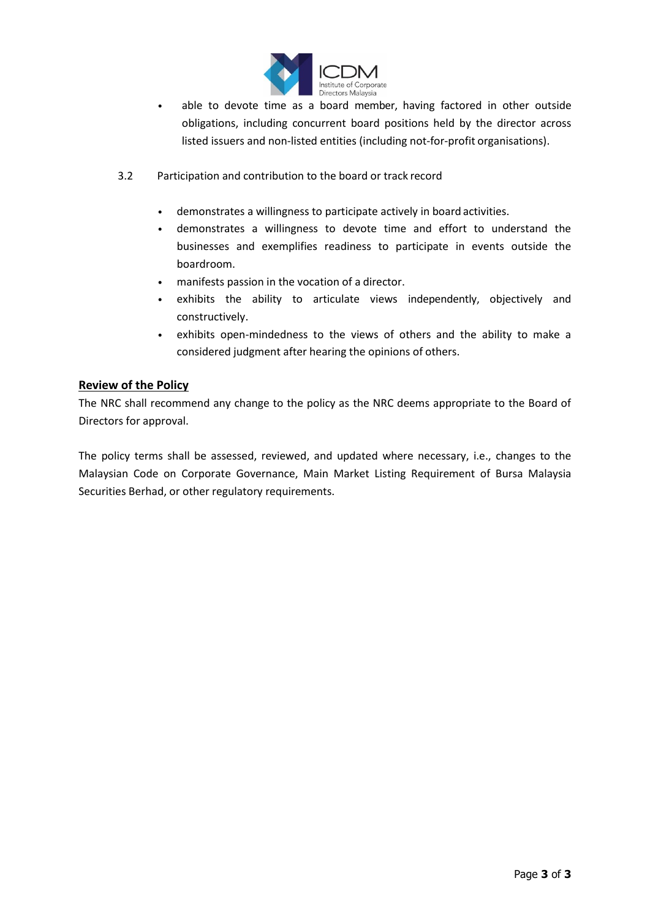- able to devote time as a board member, having factored in other outside obligations, including concurrent board positions held by the director across listed issuers and non-listed entities (including not-for-profit organisations).

3.2 Participation and contribution to the board or track record

- demonstrates a willingness to participate actively in board activities.
- demonstrates a willingness to devote time and effort to understand the businesses and exemplifies readiness to participate in events outside the boardroom.
- manifests passion in the vocation of a director.
- exhibits the ability to articulate views independently, objectively and constructively.
- exhibits open-mindedness to the views of others and the ability to make a considered judgment after hearing the opinions of others.

## Review of the Policy

The NRC shall recommend any change to the policy as the NRC deems appropriate to the Board of Directors for approval.

The policy terms shall be assessed, reviewed, and updated where necessary, i.e., changes to the Malaysian Code on Corporate Governance, Main Market Listing Requirement of Bursa Malaysia Securities Berhad, or other regulatory requirements.